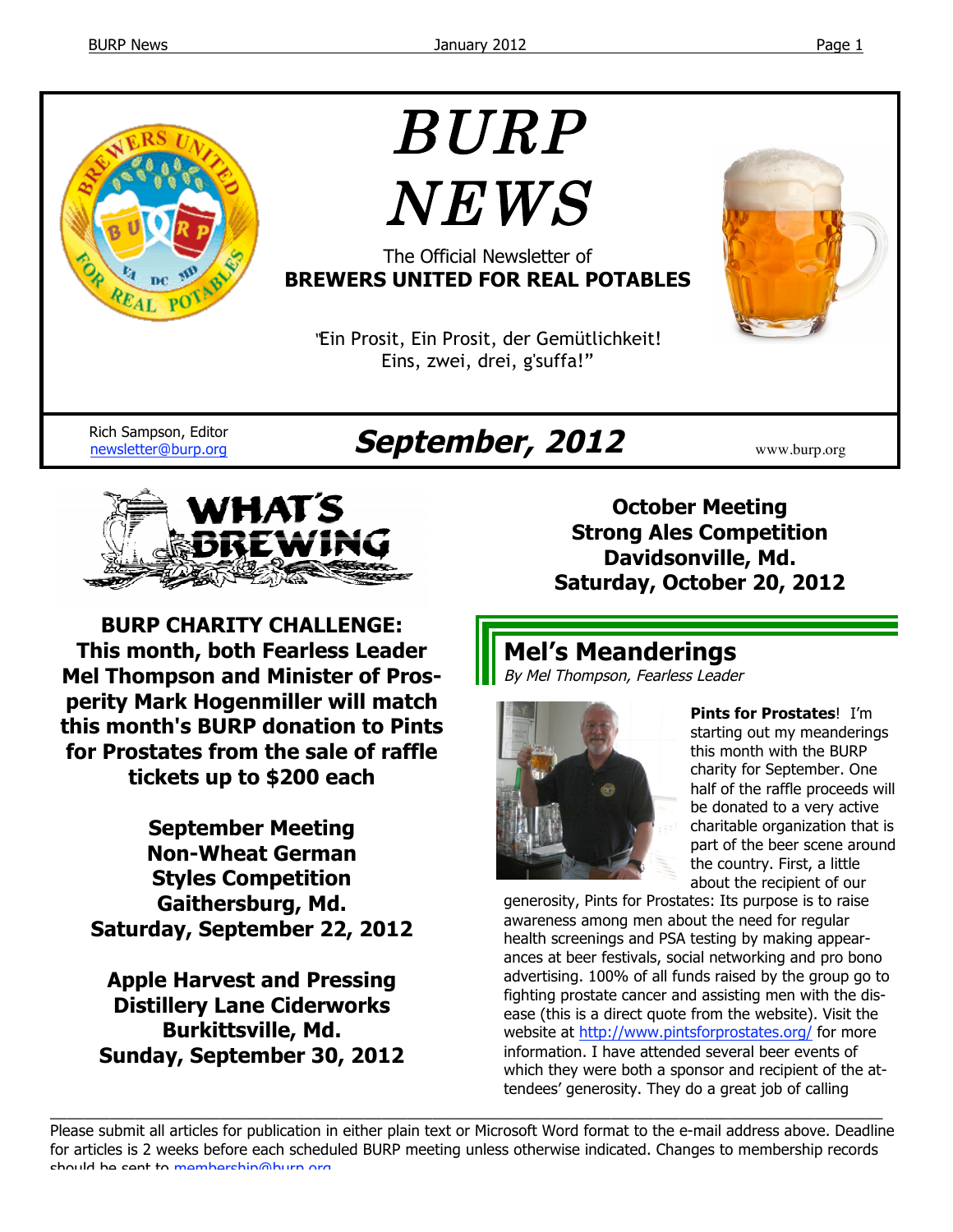# BURP NEWS

The Official Newsletter of
**BREWERS UNITED FOR REAL POTABLES**

"Ein Prosit, Ein Prosit, der Gemütlichkeit!
Eins, zwei, drei, g'suffa!"

Rich Sampson, Editor
newsletter@burp.org

## *September, 2012*

www.burp.org

## WHAT'S BREWING

**BURP CHARITY CHALLENGE: This month, both Fearless Leader Mel Thompson and Minister of Prosperity Mark Hogenmiller will match this month's BURP donation to Pints for Prostates from the sale of raffle tickets up to $200 each**

**September Meeting**
**Non-Wheat German Styles Competition**
**Gaithersburg, Md.**
**Saturday, September 22, 2012**

**Apple Harvest and Pressing**
**Distillery Lane Ciderworks**
**Burkittsville, Md.**
**Sunday, September 30, 2012**

**October Meeting**
**Strong Ales Competition**
**Davidsonville, Md.**
**Saturday, October 20, 2012**

## Mel's Meanderings

*By Mel Thompson, Fearless Leader*

**Pints for Prostates**! I'm starting out my meanderings this month with the BURP charity for September. One half of the raffle proceeds will be donated to a very active charitable organization that is part of the beer scene around the country. First, a little about the recipient of our generosity, Pints for Prostates: Its purpose is to raise awareness among men about the need for regular health screenings and PSA testing by making appearances at beer festivals, social networking and pro bono advertising. 100% of all funds raised by the group go to fighting prostate cancer and assisting men with the disease (this is a direct quote from the website). Visit the website at http://www.pintsforprostates.org/ for more information. I have attended several beer events of which they were both a sponsor and recipient of the attendees' generosity. They do a great job of calling

Please submit all articles for publication in either plain text or Microsoft Word format to the e-mail address above. Deadline for articles is 2 weeks before each scheduled BURP meeting unless otherwise indicated. Changes to membership records should be sent to membership@burp.org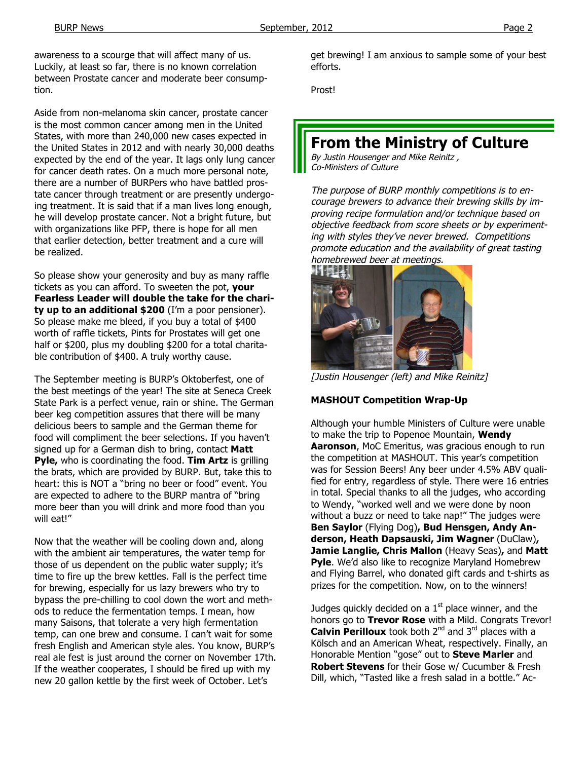awareness to a scourge that will affect many of us. Luckily, at least so far, there is no known correlation between Prostate cancer and moderate beer consumption.

Aside from non-melanoma skin cancer, prostate cancer is the most common cancer among men in the United States, with more than 240,000 new cases expected in the United States in 2012 and with nearly 30,000 deaths expected by the end of the year. It lags only lung cancer for cancer death rates. On a much more personal note, there are a number of BURPers who have battled prostate cancer through treatment or are presently undergoing treatment. It is said that if a man lives long enough, he will develop prostate cancer. Not a bright future, but with organizations like PFP, there is hope for all men that earlier detection, better treatment and a cure will be realized.

So please show your generosity and buy as many raffle tickets as you can afford. To sweeten the pot, **your Fearless Leader will double the take for the charity up to an additional $200** (I'm a poor pensioner). So please make me bleed, if you buy a total of $400 worth of raffle tickets, Pints for Prostates will get one half or $200, plus my doubling $200 for a total charitable contribution of $400. A truly worthy cause.

The September meeting is BURP's Oktoberfest, one of the best meetings of the year! The site at Seneca Creek State Park is a perfect venue, rain or shine. The German beer keg competition assures that there will be many delicious beers to sample and the German theme for food will compliment the beer selections. If you haven't signed up for a German dish to bring, contact **Matt Pyle,** who is coordinating the food. **Tim Artz** is grilling the brats, which are provided by BURP. But, take this to heart: this is NOT a "bring no beer or food" event. You are expected to adhere to the BURP mantra of "bring more beer than you will drink and more food than you will eat!"

Now that the weather will be cooling down and, along with the ambient air temperatures, the water temp for those of us dependent on the public water supply; it's time to fire up the brew kettles. Fall is the perfect time for brewing, especially for us lazy brewers who try to bypass the pre-chilling to cool down the wort and methods to reduce the fermentation temps. I mean, how many Saisons, that tolerate a very high fermentation temp, can one brew and consume. I can't wait for some fresh English and American style ales. You know, BURP's real ale fest is just around the corner on November 17th. If the weather cooperates, I should be fired up with my new 20 gallon kettle by the first week of October. Let's get brewing! I am anxious to sample some of your best efforts.

Prost!

## From the Ministry of Culture

*By Justin Housenger and Mike Reinitz , Co-Ministers of Culture*

*The purpose of BURP monthly competitions is to encourage brewers to advance their brewing skills by improving recipe formulation and/or technique based on objective feedback from score sheets or by experimenting with styles they've never brewed. Competitions promote education and the availability of great tasting homebrewed beer at meetings.*

*[Justin Housenger (left) and Mike Reinitz]*

**MASHOUT Competition Wrap-Up**

Although your humble Ministers of Culture were unable to make the trip to Popenoe Mountain, **Wendy Aaronson**, MoC Emeritus, was gracious enough to run the competition at MASHOUT. This year's competition was for Session Beers! Any beer under 4.5% ABV qualified for entry, regardless of style. There were 16 entries in total. Special thanks to all the judges, who according to Wendy, "worked well and we were done by noon without a buzz or need to take nap!" The judges were **Ben Saylor** (Flying Dog)**, Bud Hensgen, Andy Anderson, Heath Dapsauski, Jim Wagner** (DuClaw)**, Jamie Langlie, Chris Mallon** (Heavy Seas)**,** and **Matt Pyle**. We'd also like to recognize Maryland Homebrew and Flying Barrel, who donated gift cards and t-shirts as prizes for the competition. Now, on to the winners!

Judges quickly decided on a 1st place winner, and the honors go to **Trevor Rose** with a Mild. Congrats Trevor! **Calvin Perilloux** took both 2nd and 3rd places with a Kölsch and an American Wheat, respectively. Finally, an Honorable Mention "gose" out to **Steve Marler** and **Robert Stevens** for their Gose w/ Cucumber & Fresh Dill, which, "Tasted like a fresh salad in a bottle." Ac-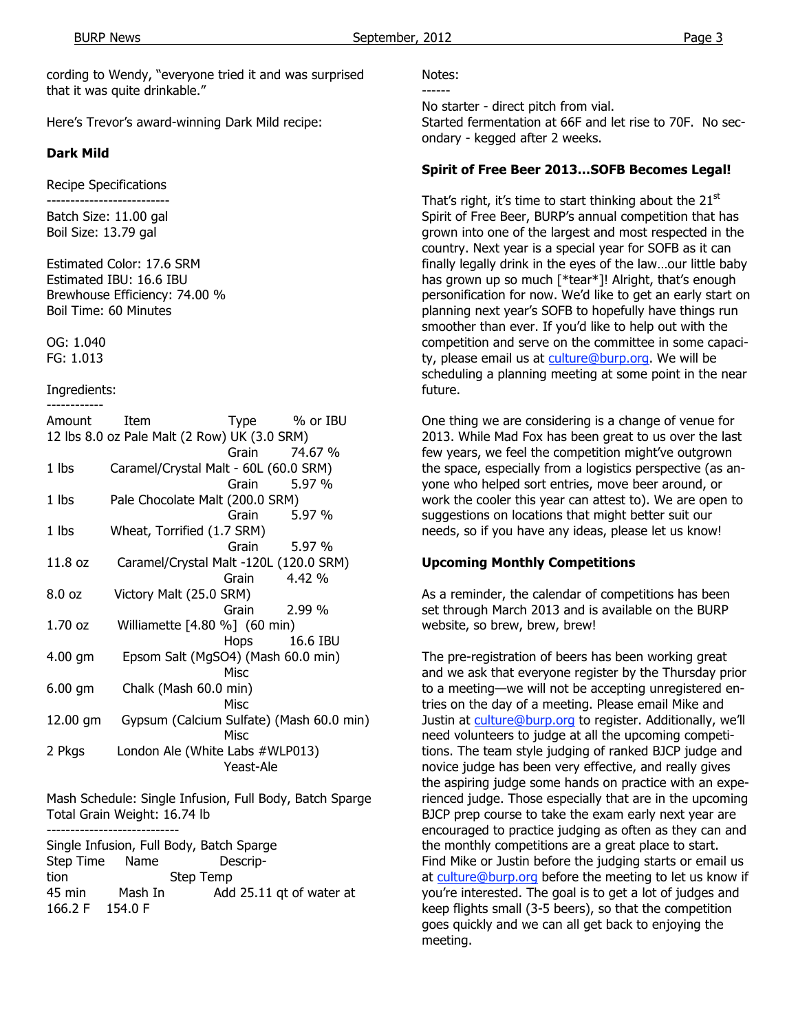cording to Wendy, "everyone tried it and was surprised that it was quite drinkable."

Here's Trevor's award-winning Dark Mild recipe:

**Dark Mild**

Recipe Specifications
--------------------------
Batch Size: 11.00 gal
Boil Size: 13.79 gal

Estimated Color: 17.6 SRM
Estimated IBU: 16.6 IBU
Brewhouse Efficiency: 74.00 %
Boil Time: 60 Minutes

OG: 1.040
FG: 1.013

Ingredients:
------------

| Amount | Item | Type | % or IBU |
|---|---|---|---|
| 12 lbs 8.0 oz | Pale Malt (2 Row) UK (3.0 SRM) | Grain | 74.67 % |
| 1 lbs | Caramel/Crystal Malt - 60L (60.0 SRM) | Grain | 5.97 % |
| 1 lbs | Pale Chocolate Malt (200.0 SRM) | Grain | 5.97 % |
| 1 lbs | Wheat, Torrified (1.7 SRM) | Grain | 5.97 % |
| 11.8 oz | Caramel/Crystal Malt -120L (120.0 SRM) | Grain | 4.42 % |
| 8.0 oz | Victory Malt (25.0 SRM) | Grain | 2.99 % |
| 1.70 oz | Williamette [4.80 %] (60 min) | Hops | 16.6 IBU |
| 4.00 gm | Epsom Salt (MgSO4) (Mash 60.0 min) | Misc | |
| 6.00 gm | Chalk (Mash 60.0 min) | Misc | |
| 12.00 gm | Gypsum (Calcium Sulfate) (Mash 60.0 min) | Misc | |
| 2 Pkgs | London Ale (White Labs #WLP013) | Yeast-Ale | |

Mash Schedule: Single Infusion, Full Body, Batch Sparge
Total Grain Weight: 16.74 lb

----------------------------

Single Infusion, Full Body, Batch Sparge

| Step Time | Name | Description | Step Temp |
|---|---|---|---|
| 45 min | Mash In | Add 25.11 qt of water at 166.2 F | 154.0 F |

Notes:
------
No starter - direct pitch from vial.
Started fermentation at 66F and let rise to 70F. No secondary - kegged after 2 weeks.

**Spirit of Free Beer 2013…SOFB Becomes Legal!**

That's right, it's time to start thinking about the 21st Spirit of Free Beer, BURP's annual competition that has grown into one of the largest and most respected in the country. Next year is a special year for SOFB as it can finally legally drink in the eyes of the law…our little baby has grown up so much [*tear*]! Alright, that's enough personification for now. We'd like to get an early start on planning next year's SOFB to hopefully have things run smoother than ever. If you'd like to help out with the competition and serve on the committee in some capacity, please email us at culture@burp.org. We will be scheduling a planning meeting at some point in the near future.

One thing we are considering is a change of venue for 2013. While Mad Fox has been great to us over the last few years, we feel the competition might've outgrown the space, especially from a logistics perspective (as anyone who helped sort entries, move beer around, or work the cooler this year can attest to). We are open to suggestions on locations that might better suit our needs, so if you have any ideas, please let us know!

**Upcoming Monthly Competitions**

As a reminder, the calendar of competitions has been set through March 2013 and is available on the BURP website, so brew, brew, brew!

The pre-registration of beers has been working great and we ask that everyone register by the Thursday prior to a meeting—we will not be accepting unregistered entries on the day of a meeting. Please email Mike and Justin at culture@burp.org to register. Additionally, we'll need volunteers to judge at all the upcoming competitions. The team style judging of ranked BJCP judge and novice judge has been very effective, and really gives the aspiring judge some hands on practice with an experienced judge. Those especially that are in the upcoming BJCP prep course to take the exam early next year are encouraged to practice judging as often as they can and the monthly competitions are a great place to start. Find Mike or Justin before the judging starts or email us at culture@burp.org before the meeting to let us know if you're interested. The goal is to get a lot of judges and keep flights small (3-5 beers), so that the competition goes quickly and we can all get back to enjoying the meeting.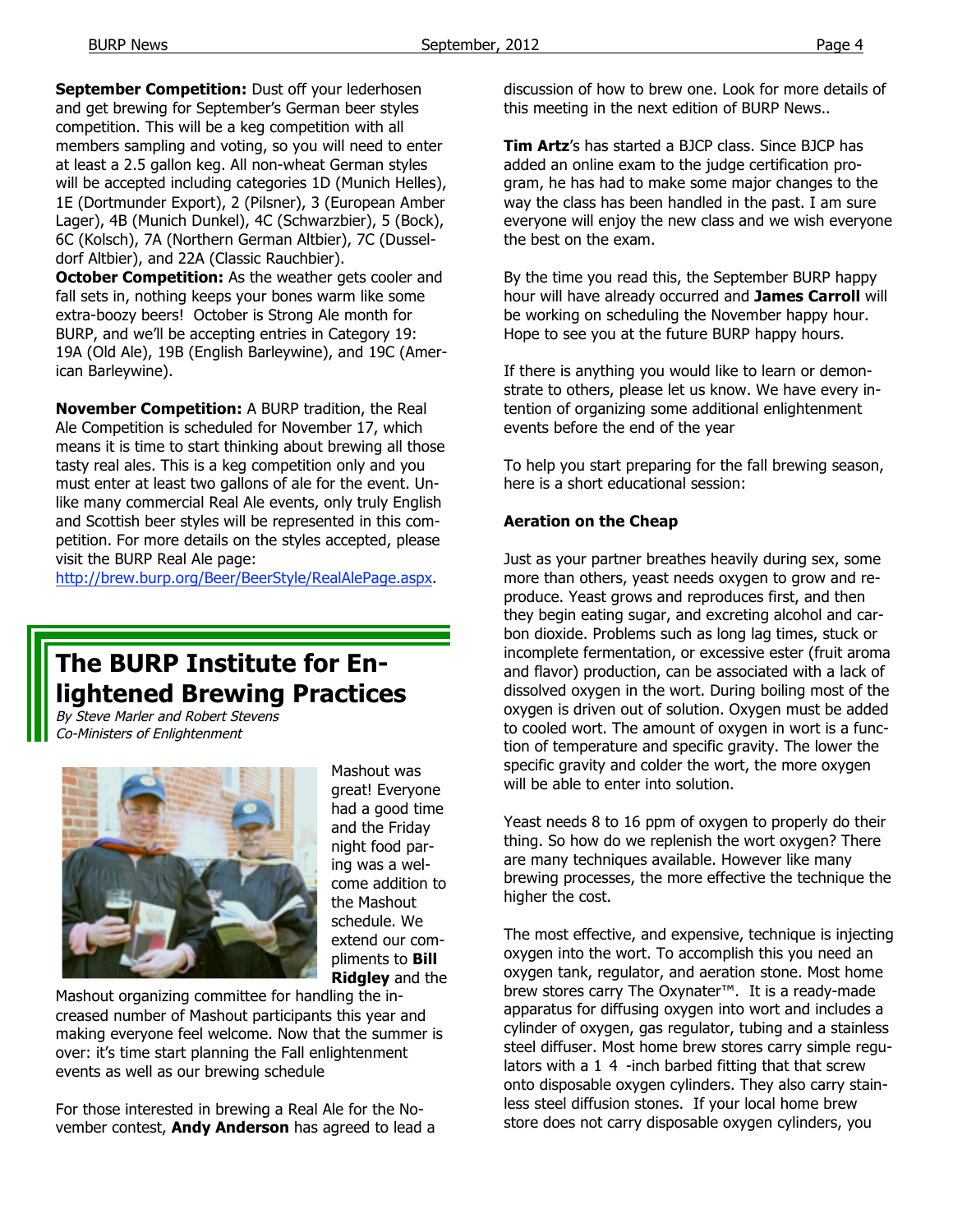**September Competition:** Dust off your lederhosen and get brewing for September's German beer styles competition. This will be a keg competition with all members sampling and voting, so you will need to enter at least a 2.5 gallon keg. All non-wheat German styles will be accepted including categories 1D (Munich Helles), 1E (Dortmunder Export), 2 (Pilsner), 3 (European Amber Lager), 4B (Munich Dunkel), 4C (Schwarzbier), 5 (Bock), 6C (Kolsch), 7A (Northern German Altbier), 7C (Dusseldorf Altbier), and 22A (Classic Rauchbier).

**October Competition:** As the weather gets cooler and fall sets in, nothing keeps your bones warm like some extra-boozy beers! October is Strong Ale month for BURP, and we'll be accepting entries in Category 19: 19A (Old Ale), 19B (English Barleywine), and 19C (American Barleywine).

**November Competition:** A BURP tradition, the Real Ale Competition is scheduled for November 17, which means it is time to start thinking about brewing all those tasty real ales. This is a keg competition only and you must enter at least two gallons of ale for the event. Unlike many commercial Real Ale events, only truly English and Scottish beer styles will be represented in this competition. For more details on the styles accepted, please visit the BURP Real Ale page: http://brew.burp.org/Beer/BeerStyle/RealAlePage.aspx.

# The BURP Institute for Enlightened Brewing Practices

*By Steve Marler and Robert Stevens*
*Co-Ministers of Enlightenment*

Mashout was great! Everyone had a good time and the Friday night food paring was a welcome addition to the Mashout schedule. We extend our compliments to **Bill Ridgley** and the Mashout organizing committee for handling the increased number of Mashout participants this year and making everyone feel welcome. Now that the summer is over: it's time start planning the Fall enlightenment events as well as our brewing schedule

For those interested in brewing a Real Ale for the November contest, **Andy Anderson** has agreed to lead a discussion of how to brew one. Look for more details of this meeting in the next edition of BURP News..

**Tim Artz**'s has started a BJCP class. Since BJCP has added an online exam to the judge certification program, he has had to make some major changes to the way the class has been handled in the past. I am sure everyone will enjoy the new class and we wish everyone the best on the exam.

By the time you read this, the September BURP happy hour will have already occurred and **James Carroll** will be working on scheduling the November happy hour. Hope to see you at the future BURP happy hours.

If there is anything you would like to learn or demonstrate to others, please let us know. We have every intention of organizing some additional enlightenment events before the end of the year

To help you start preparing for the fall brewing season, here is a short educational session:

**Aeration on the Cheap**

Just as your partner breathes heavily during sex, some more than others, yeast needs oxygen to grow and reproduce. Yeast grows and reproduces first, and then they begin eating sugar, and excreting alcohol and carbon dioxide. Problems such as long lag times, stuck or incomplete fermentation, or excessive ester (fruit aroma and flavor) production, can be associated with a lack of dissolved oxygen in the wort. During boiling most of the oxygen is driven out of solution. Oxygen must be added to cooled wort. The amount of oxygen in wort is a function of temperature and specific gravity. The lower the specific gravity and colder the wort, the more oxygen will be able to enter into solution.

Yeast needs 8 to 16 ppm of oxygen to properly do their thing. So how do we replenish the wort oxygen? There are many techniques available. However like many brewing processes, the more effective the technique the higher the cost.

The most effective, and expensive, technique is injecting oxygen into the wort. To accomplish this you need an oxygen tank, regulator, and aeration stone. Most home brew stores carry The Oxynater™. It is a ready-made apparatus for diffusing oxygen into wort and includes a cylinder of oxygen, gas regulator, tubing and a stainless steel diffuser. Most home brew stores carry simple regulators with a 1 4 -inch barbed fitting that that screw onto disposable oxygen cylinders. They also carry stainless steel diffusion stones. If your local home brew store does not carry disposable oxygen cylinders, you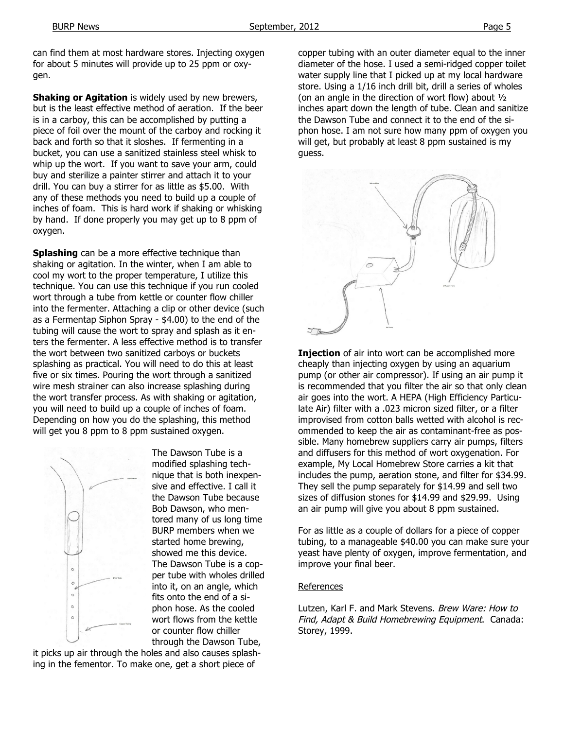can find them at most hardware stores. Injecting oxygen for about 5 minutes will provide up to 25 ppm or oxygen.

**Shaking or Agitation** is widely used by new brewers, but is the least effective method of aeration. If the beer is in a carboy, this can be accomplished by putting a piece of foil over the mount of the carboy and rocking it back and forth so that it sloshes. If fermenting in a bucket, you can use a sanitized stainless steel whisk to whip up the wort. If you want to save your arm, could buy and sterilize a painter stirrer and attach it to your drill. You can buy a stirrer for as little as $5.00. With any of these methods you need to build up a couple of inches of foam. This is hard work if shaking or whisking by hand. If done properly you may get up to 8 ppm of oxygen.

**Splashing** can be a more effective technique than shaking or agitation. In the winter, when I am able to cool my wort to the proper temperature, I utilize this technique. You can use this technique if you run cooled wort through a tube from kettle or counter flow chiller into the fermenter. Attaching a clip or other device (such as a Fermentap Siphon Spray - $4.00) to the end of the tubing will cause the wort to spray and splash as it enters the fermenter. A less effective method is to transfer the wort between two sanitized carboys or buckets splashing as practical. You will need to do this at least five or six times. Pouring the wort through a sanitized wire mesh strainer can also increase splashing during the wort transfer process. As with shaking or agitation, you will need to build up a couple of inches of foam. Depending on how you do the splashing, this method will get you 8 ppm to 8 ppm sustained oxygen.

The Dawson Tube is a modified splashing technique that is both inexpensive and effective. I call it the Dawson Tube because Bob Dawson, who mentored many of us long time BURP members when we started home brewing, showed me this device. The Dawson Tube is a copper tube with wholes drilled into it, on an angle, which fits onto the end of a siphon hose. As the cooled wort flows from the kettle or counter flow chiller through the Dawson Tube, it picks up air through the holes and also causes splashing in the fementor. To make one, get a short piece of copper tubing with an outer diameter equal to the inner diameter of the hose. I used a semi-ridged copper toilet water supply line that I picked up at my local hardware store. Using a 1/16 inch drill bit, drill a series of wholes (on an angle in the direction of wort flow) about ½ inches apart down the length of tube. Clean and sanitize the Dawson Tube and connect it to the end of the siphon hose. I am not sure how many ppm of oxygen you will get, but probably at least 8 ppm sustained is my guess.

**Injection** of air into wort can be accomplished more cheaply than injecting oxygen by using an aquarium pump (or other air compressor). If using an air pump it is recommended that you filter the air so that only clean air goes into the wort. A HEPA (High Efficiency Particulate Air) filter with a .023 micron sized filter, or a filter improvised from cotton balls wetted with alcohol is recommended to keep the air as contaminant-free as possible. Many homebrew suppliers carry air pumps, filters and diffusers for this method of wort oxygenation. For example, My Local Homebrew Store carries a kit that includes the pump, aeration stone, and filter for $34.99. They sell the pump separately for $14.99 and sell two sizes of diffusion stones for $14.99 and $29.99. Using an air pump will give you about 8 ppm sustained.

For as little as a couple of dollars for a piece of copper tubing, to a manageable $40.00 you can make sure your yeast have plenty of oxygen, improve fermentation, and improve your final beer.

References

Lutzen, Karl F. and Mark Stevens. *Brew Ware: How to Find, Adapt & Build Homebrewing Equipment*. Canada: Storey, 1999.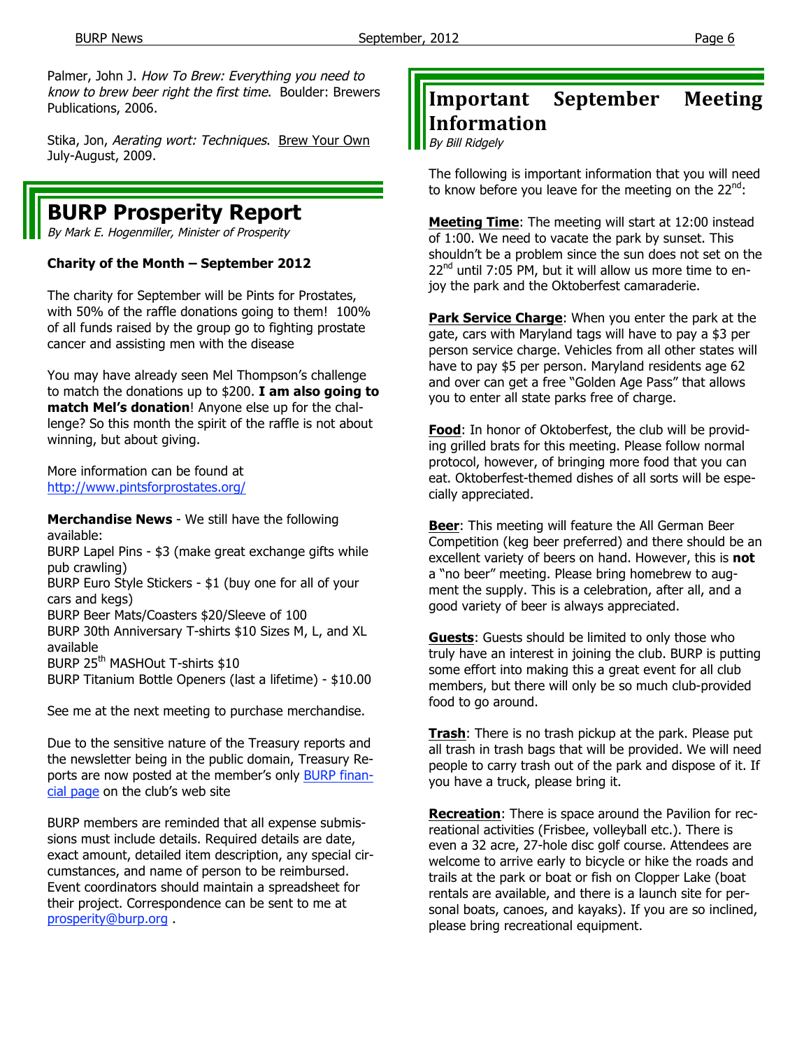Palmer, John J. *How To Brew: Everything you need to know to brew beer right the first time*. Boulder: Brewers Publications, 2006.

Stika, Jon, *Aerating wort: Techniques*. Brew Your Own July-August, 2009.

# BURP Prosperity Report

*By Mark E. Hogenmiller, Minister of Prosperity*

**Charity of the Month – September 2012**

The charity for September will be Pints for Prostates, with 50% of the raffle donations going to them! 100% of all funds raised by the group go to fighting prostate cancer and assisting men with the disease

You may have already seen Mel Thompson's challenge to match the donations up to $200. **I am also going to match Mel's donation**! Anyone else up for the challenge? So this month the spirit of the raffle is not about winning, but about giving.

More information can be found at http://www.pintsforprostates.org/

**Merchandise News** - We still have the following available:

BURP Lapel Pins - $3 (make great exchange gifts while pub crawling)
BURP Euro Style Stickers - $1 (buy one for all of your cars and kegs)
BURP Beer Mats/Coasters $20/Sleeve of 100
BURP 30th Anniversary T-shirts $10 Sizes M, L, and XL available
BURP 25th MASHOut T-shirts $10
BURP Titanium Bottle Openers (last a lifetime) - $10.00

See me at the next meeting to purchase merchandise.

Due to the sensitive nature of the Treasury reports and the newsletter being in the public domain, Treasury Reports are now posted at the member's only BURP financial page on the club's web site

BURP members are reminded that all expense submissions must include details. Required details are date, exact amount, detailed item description, any special circumstances, and name of person to be reimbursed. Event coordinators should maintain a spreadsheet for their project. Correspondence can be sent to me at prosperity@burp.org .

# Important September Meeting Information

*By Bill Ridgely*

The following is important information that you will need to know before you leave for the meeting on the 22nd:

**Meeting Time**: The meeting will start at 12:00 instead of 1:00. We need to vacate the park by sunset. This shouldn't be a problem since the sun does not set on the 22nd until 7:05 PM, but it will allow us more time to enjoy the park and the Oktoberfest camaraderie.

**Park Service Charge**: When you enter the park at the gate, cars with Maryland tags will have to pay a $3 per person service charge. Vehicles from all other states will have to pay $5 per person. Maryland residents age 62 and over can get a free "Golden Age Pass" that allows you to enter all state parks free of charge.

**Food**: In honor of Oktoberfest, the club will be providing grilled brats for this meeting. Please follow normal protocol, however, of bringing more food that you can eat. Oktoberfest-themed dishes of all sorts will be especially appreciated.

**Beer**: This meeting will feature the All German Beer Competition (keg beer preferred) and there should be an excellent variety of beers on hand. However, this is **not** a "no beer" meeting. Please bring homebrew to augment the supply. This is a celebration, after all, and a good variety of beer is always appreciated.

**Guests**: Guests should be limited to only those who truly have an interest in joining the club. BURP is putting some effort into making this a great event for all club members, but there will only be so much club-provided food to go around.

**Trash**: There is no trash pickup at the park. Please put all trash in trash bags that will be provided. We will need people to carry trash out of the park and dispose of it. If you have a truck, please bring it.

**Recreation**: There is space around the Pavilion for recreational activities (Frisbee, volleyball etc.). There is even a 32 acre, 27-hole disc golf course. Attendees are welcome to arrive early to bicycle or hike the roads and trails at the park or boat or fish on Clopper Lake (boat rentals are available, and there is a launch site for personal boats, canoes, and kayaks). If you are so inclined, please bring recreational equipment.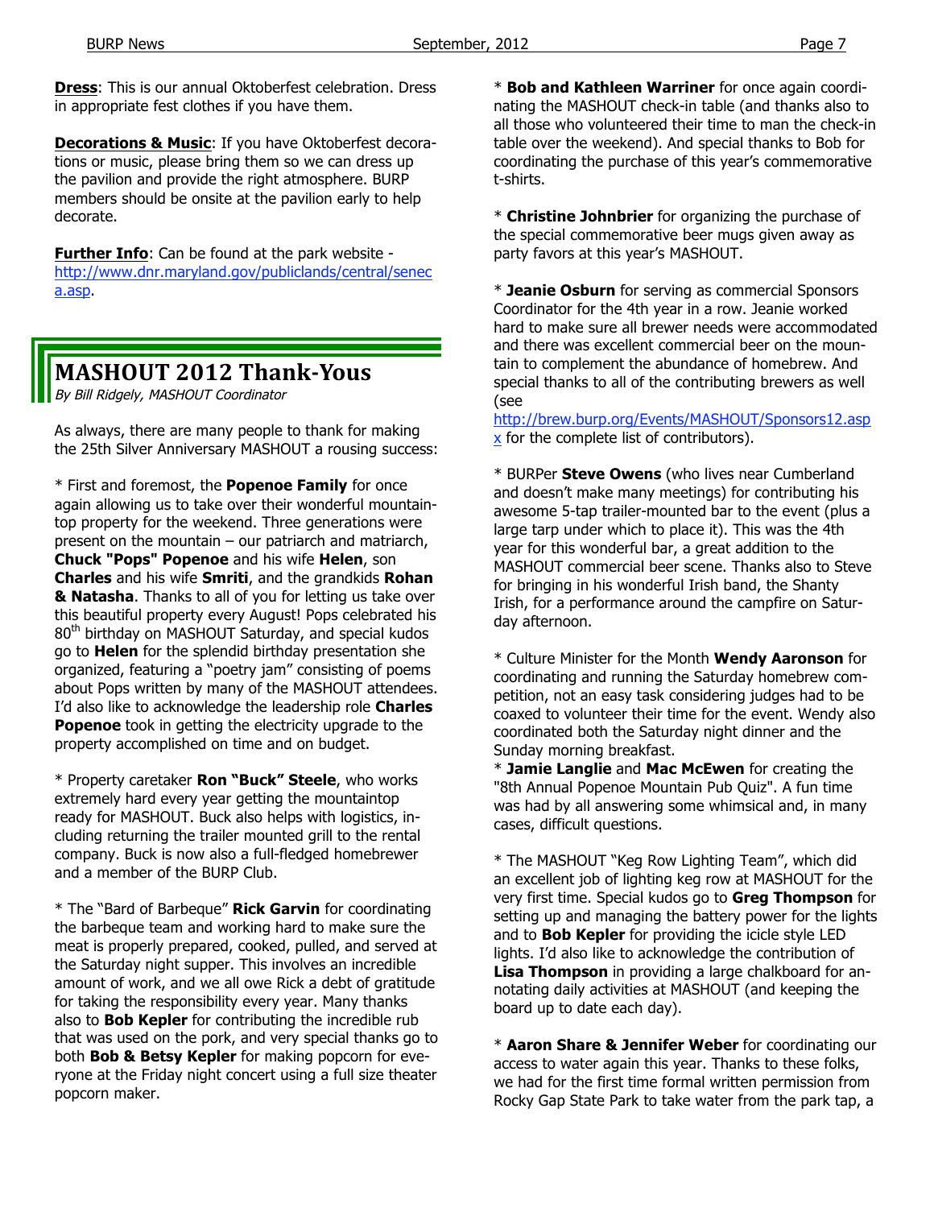**Dress**: This is our annual Oktoberfest celebration. Dress in appropriate fest clothes if you have them.

**Decorations & Music**: If you have Oktoberfest decorations or music, please bring them so we can dress up the pavilion and provide the right atmosphere. BURP members should be onsite at the pavilion early to help decorate.

**Further Info**: Can be found at the park website - http://www.dnr.maryland.gov/publiclands/central/seneca.asp.

## MASHOUT 2012 Thank-Yous

*By Bill Ridgely, MASHOUT Coordinator*

As always, there are many people to thank for making the 25th Silver Anniversary MASHOUT a rousing success:

* First and foremost, the **Popenoe Family** for once again allowing us to take over their wonderful mountaintop property for the weekend. Three generations were present on the mountain – our patriarch and matriarch, **Chuck "Pops" Popenoe** and his wife **Helen**, son **Charles** and his wife **Smriti**, and the grandkids **Rohan & Natasha**. Thanks to all of you for letting us take over this beautiful property every August! Pops celebrated his 80th birthday on MASHOUT Saturday, and special kudos go to **Helen** for the splendid birthday presentation she organized, featuring a "poetry jam" consisting of poems about Pops written by many of the MASHOUT attendees. I'd also like to acknowledge the leadership role **Charles Popenoe** took in getting the electricity upgrade to the property accomplished on time and on budget.

* Property caretaker **Ron "Buck" Steele**, who works extremely hard every year getting the mountaintop ready for MASHOUT. Buck also helps with logistics, including returning the trailer mounted grill to the rental company. Buck is now also a full-fledged homebrewer and a member of the BURP Club.

* The "Bard of Barbeque" **Rick Garvin** for coordinating the barbeque team and working hard to make sure the meat is properly prepared, cooked, pulled, and served at the Saturday night supper. This involves an incredible amount of work, and we all owe Rick a debt of gratitude for taking the responsibility every year. Many thanks also to **Bob Kepler** for contributing the incredible rub that was used on the pork, and very special thanks go to both **Bob & Betsy Kepler** for making popcorn for everyone at the Friday night concert using a full size theater popcorn maker.

* **Bob and Kathleen Warriner** for once again coordinating the MASHOUT check-in table (and thanks also to all those who volunteered their time to man the check-in table over the weekend). And special thanks to Bob for coordinating the purchase of this year's commemorative t-shirts.

* **Christine Johnbrier** for organizing the purchase of the special commemorative beer mugs given away as party favors at this year's MASHOUT.

* **Jeanie Osburn** for serving as commercial Sponsors Coordinator for the 4th year in a row. Jeanie worked hard to make sure all brewer needs were accommodated and there was excellent commercial beer on the mountain to complement the abundance of homebrew. And special thanks to all of the contributing brewers as well (see http://brew.burp.org/Events/MASHOUT/Sponsors12.aspx for the complete list of contributors).

* BURPer **Steve Owens** (who lives near Cumberland and doesn't make many meetings) for contributing his awesome 5-tap trailer-mounted bar to the event (plus a large tarp under which to place it). This was the 4th year for this wonderful bar, a great addition to the MASHOUT commercial beer scene. Thanks also to Steve for bringing in his wonderful Irish band, the Shanty Irish, for a performance around the campfire on Saturday afternoon.

* Culture Minister for the Month **Wendy Aaronson** for coordinating and running the Saturday homebrew competition, not an easy task considering judges had to be coaxed to volunteer their time for the event. Wendy also coordinated both the Saturday night dinner and the Sunday morning breakfast.

* **Jamie Langlie** and **Mac McEwen** for creating the "8th Annual Popenoe Mountain Pub Quiz". A fun time was had by all answering some whimsical and, in many cases, difficult questions.

* The MASHOUT "Keg Row Lighting Team", which did an excellent job of lighting keg row at MASHOUT for the very first time. Special kudos go to **Greg Thompson** for setting up and managing the battery power for the lights and to **Bob Kepler** for providing the icicle style LED lights. I'd also like to acknowledge the contribution of **Lisa Thompson** in providing a large chalkboard for annotating daily activities at MASHOUT (and keeping the board up to date each day).

* **Aaron Share & Jennifer Weber** for coordinating our access to water again this year. Thanks to these folks, we had for the first time formal written permission from Rocky Gap State Park to take water from the park tap, a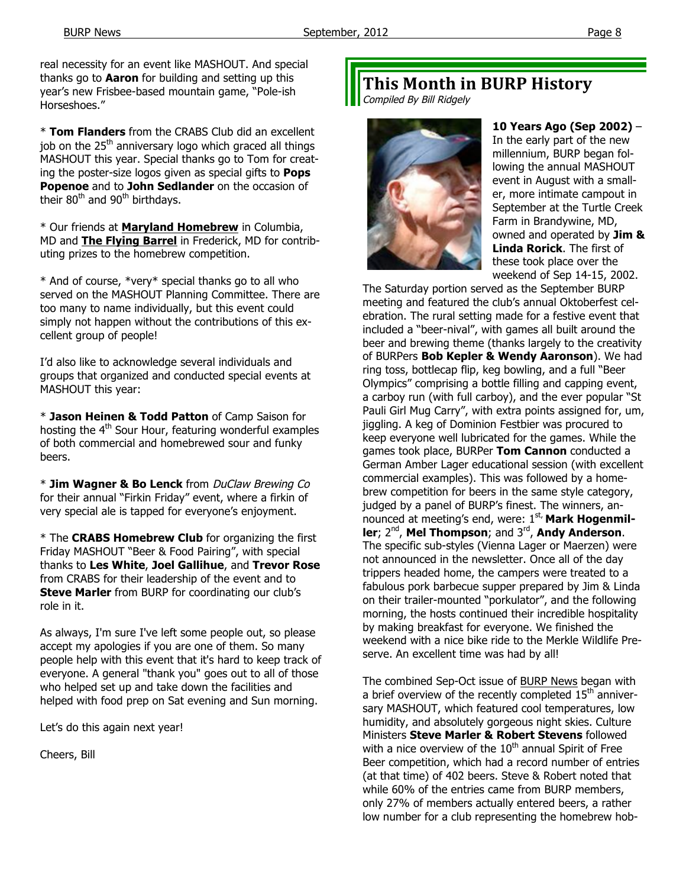real necessity for an event like MASHOUT. And special thanks go to **Aaron** for building and setting up this year's new Frisbee-based mountain game, "Pole-ish Horseshoes."

* **Tom Flanders** from the CRABS Club did an excellent job on the 25th anniversary logo which graced all things MASHOUT this year. Special thanks go to Tom for creating the poster-size logos given as special gifts to **Pops Popenoe** and to **John Sedlander** on the occasion of their 80th and 90th birthdays.

* Our friends at **Maryland Homebrew** in Columbia, MD and **The Flying Barrel** in Frederick, MD for contributing prizes to the homebrew competition.

* And of course, *very* special thanks go to all who served on the MASHOUT Planning Committee. There are too many to name individually, but this event could simply not happen without the contributions of this excellent group of people!

I'd also like to acknowledge several individuals and groups that organized and conducted special events at MASHOUT this year:

* **Jason Heinen & Todd Patton** of Camp Saison for hosting the 4th Sour Hour, featuring wonderful examples of both commercial and homebrewed sour and funky beers.

* **Jim Wagner & Bo Lenck** from *DuClaw Brewing Co* for their annual "Firkin Friday" event, where a firkin of very special ale is tapped for everyone's enjoyment.

* The **CRABS Homebrew Club** for organizing the first Friday MASHOUT "Beer & Food Pairing", with special thanks to **Les White**, **Joel Gallihue**, and **Trevor Rose** from CRABS for their leadership of the event and to **Steve Marler** from BURP for coordinating our club's role in it.

As always, I'm sure I've left some people out, so please accept my apologies if you are one of them. So many people help with this event that it's hard to keep track of everyone. A general "thank you" goes out to all of those who helped set up and take down the facilities and helped with food prep on Sat evening and Sun morning.

Let's do this again next year!

Cheers, Bill

# This Month in BURP History

*Compiled By Bill Ridgely*

**10 Years Ago (Sep 2002)** – In the early part of the new millennium, BURP began following the annual MASHOUT event in August with a smaller, more intimate campout in September at the Turtle Creek Farm in Brandywine, MD, owned and operated by **Jim & Linda Rorick**. The first of these took place over the weekend of Sep 14-15, 2002. The Saturday portion served as the September BURP meeting and featured the club's annual Oktoberfest celebration. The rural setting made for a festive event that included a "beer-nival", with games all built around the beer and brewing theme (thanks largely to the creativity of BURPers **Bob Kepler & Wendy Aaronson**). We had ring toss, bottlecap flip, keg bowling, and a full "Beer Olympics" comprising a bottle filling and capping event, a carboy run (with full carboy), and the ever popular "St Pauli Girl Mug Carry", with extra points assigned for, um, jiggling. A keg of Dominion Festbier was procured to keep everyone well lubricated for the games. While the games took place, BURPer **Tom Cannon** conducted a German Amber Lager educational session (with excellent commercial examples). This was followed by a homebrew competition for beers in the same style category, judged by a panel of BURP's finest. The winners, announced at meeting's end, were: 1st, **Mark Hogenmiller**; 2nd, **Mel Thompson**; and 3rd, **Andy Anderson**. The specific sub-styles (Vienna Lager or Maerzen) were not announced in the newsletter. Once all of the day trippers headed home, the campers were treated to a fabulous pork barbecue supper prepared by Jim & Linda on their trailer-mounted "porkulator", and the following morning, the hosts continued their incredible hospitality by making breakfast for everyone. We finished the weekend with a nice bike ride to the Merkle Wildlife Preserve. An excellent time was had by all!

The combined Sep-Oct issue of BURP News began with a brief overview of the recently completed 15th anniversary MASHOUT, which featured cool temperatures, low humidity, and absolutely gorgeous night skies. Culture Ministers **Steve Marler & Robert Stevens** followed with a nice overview of the 10th annual Spirit of Free Beer competition, which had a record number of entries (at that time) of 402 beers. Steve & Robert noted that while 60% of the entries came from BURP members, only 27% of members actually entered beers, a rather low number for a club representing the homebrew hob-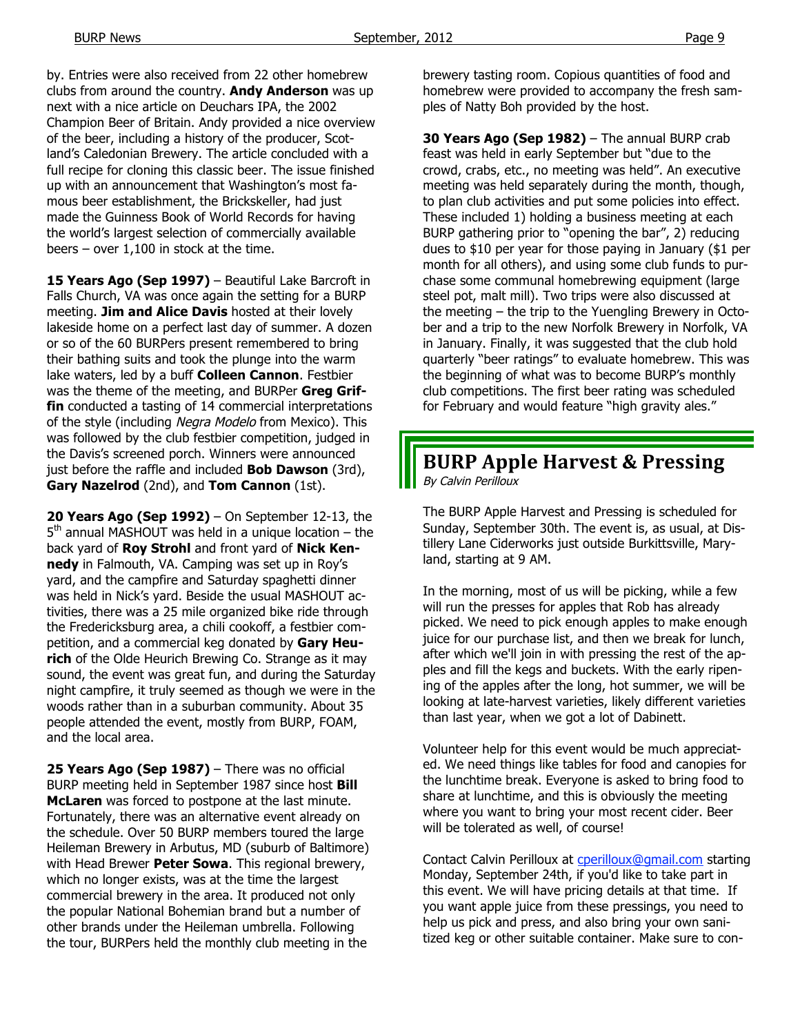by. Entries were also received from 22 other homebrew clubs from around the country. **Andy Anderson** was up next with a nice article on Deuchars IPA, the 2002 Champion Beer of Britain. Andy provided a nice overview of the beer, including a history of the producer, Scotland's Caledonian Brewery. The article concluded with a full recipe for cloning this classic beer. The issue finished up with an announcement that Washington's most famous beer establishment, the Brickskeller, had just made the Guinness Book of World Records for having the world's largest selection of commercially available beers – over 1,100 in stock at the time.

**15 Years Ago (Sep 1997)** – Beautiful Lake Barcroft in Falls Church, VA was once again the setting for a BURP meeting. **Jim and Alice Davis** hosted at their lovely lakeside home on a perfect last day of summer. A dozen or so of the 60 BURPers present remembered to bring their bathing suits and took the plunge into the warm lake waters, led by a buff **Colleen Cannon**. Festbier was the theme of the meeting, and BURPer **Greg Griffin** conducted a tasting of 14 commercial interpretations of the style (including *Negra Modelo* from Mexico). This was followed by the club festbier competition, judged in the Davis's screened porch. Winners were announced just before the raffle and included **Bob Dawson** (3rd), **Gary Nazelrod** (2nd), and **Tom Cannon** (1st).

**20 Years Ago (Sep 1992)** – On September 12-13, the 5th annual MASHOUT was held in a unique location – the back yard of **Roy Strohl** and front yard of **Nick Kennedy** in Falmouth, VA. Camping was set up in Roy's yard, and the campfire and Saturday spaghetti dinner was held in Nick's yard. Beside the usual MASHOUT activities, there was a 25 mile organized bike ride through the Fredericksburg area, a chili cookoff, a festbier competition, and a commercial keg donated by **Gary Heurich** of the Olde Heurich Brewing Co. Strange as it may sound, the event was great fun, and during the Saturday night campfire, it truly seemed as though we were in the woods rather than in a suburban community. About 35 people attended the event, mostly from BURP, FOAM, and the local area.

**25 Years Ago (Sep 1987)** – There was no official BURP meeting held in September 1987 since host **Bill McLaren** was forced to postpone at the last minute. Fortunately, there was an alternative event already on the schedule. Over 50 BURP members toured the large Heileman Brewery in Arbutus, MD (suburb of Baltimore) with Head Brewer **Peter Sowa**. This regional brewery, which no longer exists, was at the time the largest commercial brewery in the area. It produced not only the popular National Bohemian brand but a number of other brands under the Heileman umbrella. Following the tour, BURPers held the monthly club meeting in the brewery tasting room. Copious quantities of food and homebrew were provided to accompany the fresh samples of Natty Boh provided by the host.

**30 Years Ago (Sep 1982)** – The annual BURP crab feast was held in early September but "due to the crowd, crabs, etc., no meeting was held". An executive meeting was held separately during the month, though, to plan club activities and put some policies into effect. These included 1) holding a business meeting at each BURP gathering prior to "opening the bar", 2) reducing dues to $10 per year for those paying in January ($1 per month for all others), and using some club funds to purchase some communal homebrewing equipment (large steel pot, malt mill). Two trips were also discussed at the meeting – the trip to the Yuengling Brewery in October and a trip to the new Norfolk Brewery in Norfolk, VA in January. Finally, it was suggested that the club hold quarterly "beer ratings" to evaluate homebrew. This was the beginning of what was to become BURP's monthly club competitions. The first beer rating was scheduled for February and would feature "high gravity ales."

## BURP Apple Harvest & Pressing

*By Calvin Perilloux*

The BURP Apple Harvest and Pressing is scheduled for Sunday, September 30th. The event is, as usual, at Distillery Lane Ciderworks just outside Burkittsville, Maryland, starting at 9 AM.

In the morning, most of us will be picking, while a few will run the presses for apples that Rob has already picked. We need to pick enough apples to make enough juice for our purchase list, and then we break for lunch, after which we'll join in with pressing the rest of the apples and fill the kegs and buckets. With the early ripening of the apples after the long, hot summer, we will be looking at late-harvest varieties, likely different varieties than last year, when we got a lot of Dabinett.

Volunteer help for this event would be much appreciated. We need things like tables for food and canopies for the lunchtime break. Everyone is asked to bring food to share at lunchtime, and this is obviously the meeting where you want to bring your most recent cider. Beer will be tolerated as well, of course!

Contact Calvin Perilloux at cperilloux@gmail.com starting Monday, September 24th, if you'd like to take part in this event. We will have pricing details at that time. If you want apple juice from these pressings, you need to help us pick and press, and also bring your own sanitized keg or other suitable container. Make sure to con-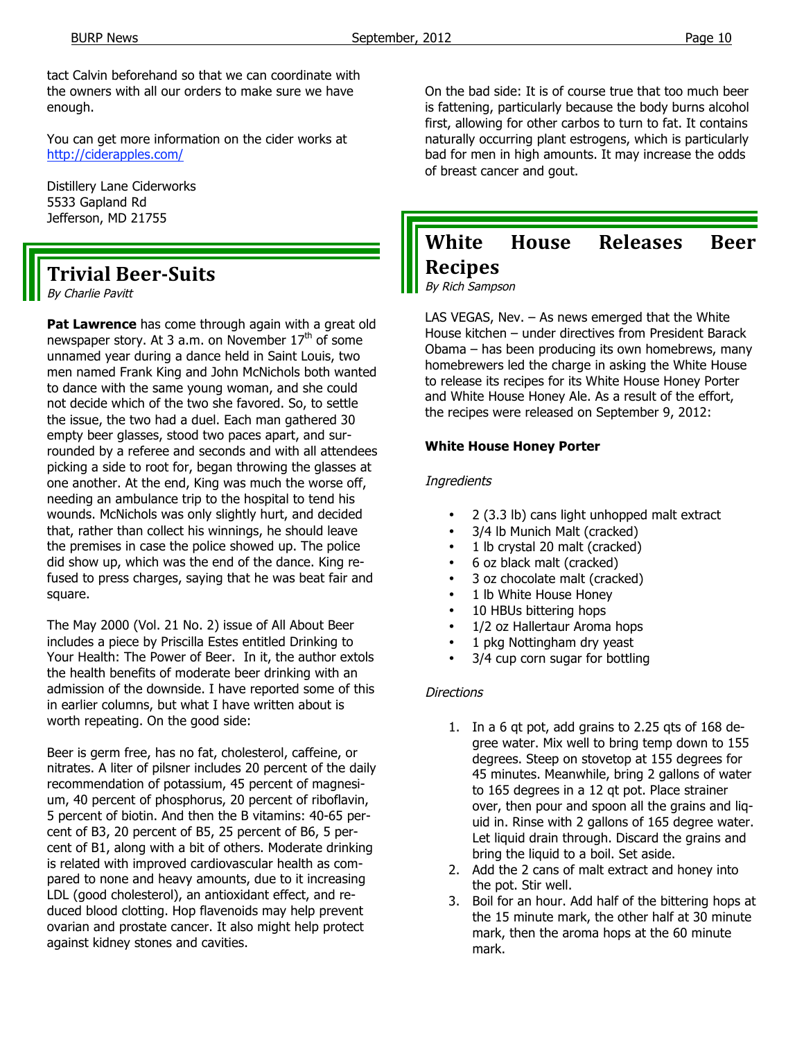tact Calvin beforehand so that we can coordinate with the owners with all our orders to make sure we have enough.

You can get more information on the cider works at http://ciderapples.com/

Distillery Lane Ciderworks
5533 Gapland Rd
Jefferson, MD 21755

## Trivial Beer-Suits

*By Charlie Pavitt*

**Pat Lawrence** has come through again with a great old newspaper story. At 3 a.m. on November 17th of some unnamed year during a dance held in Saint Louis, two men named Frank King and John McNichols both wanted to dance with the same young woman, and she could not decide which of the two she favored. So, to settle the issue, the two had a duel. Each man gathered 30 empty beer glasses, stood two paces apart, and surrounded by a referee and seconds and with all attendees picking a side to root for, began throwing the glasses at one another. At the end, King was much the worse off, needing an ambulance trip to the hospital to tend his wounds. McNichols was only slightly hurt, and decided that, rather than collect his winnings, he should leave the premises in case the police showed up. The police did show up, which was the end of the dance. King refused to press charges, saying that he was beat fair and square.

The May 2000 (Vol. 21 No. 2) issue of All About Beer includes a piece by Priscilla Estes entitled Drinking to Your Health: The Power of Beer. In it, the author extols the health benefits of moderate beer drinking with an admission of the downside. I have reported some of this in earlier columns, but what I have written about is worth repeating. On the good side:

Beer is germ free, has no fat, cholesterol, caffeine, or nitrates. A liter of pilsner includes 20 percent of the daily recommendation of potassium, 45 percent of magnesium, 40 percent of phosphorus, 20 percent of riboflavin, 5 percent of biotin. And then the B vitamins: 40-65 percent of B3, 20 percent of B5, 25 percent of B6, 5 percent of B1, along with a bit of others. Moderate drinking is related with improved cardiovascular health as compared to none and heavy amounts, due to it increasing LDL (good cholesterol), an antioxidant effect, and reduced blood clotting. Hop flavenoids may help prevent ovarian and prostate cancer. It also might help protect against kidney stones and cavities.

On the bad side: It is of course true that too much beer is fattening, particularly because the body burns alcohol first, allowing for other carbos to turn to fat. It contains naturally occurring plant estrogens, which is particularly bad for men in high amounts. It may increase the odds of breast cancer and gout.

## White House Releases Beer Recipes

*By Rich Sampson*

LAS VEGAS, Nev. – As news emerged that the White House kitchen – under directives from President Barack Obama – has been producing its own homebrews, many homebrewers led the charge in asking the White House to release its recipes for its White House Honey Porter and White House Honey Ale. As a result of the effort, the recipes were released on September 9, 2012:

**White House Honey Porter**

*Ingredients*

- 2 (3.3 lb) cans light unhopped malt extract
- 3/4 lb Munich Malt (cracked)
- 1 lb crystal 20 malt (cracked)
- 6 oz black malt (cracked)
- 3 oz chocolate malt (cracked)
- 1 lb White House Honey
- 10 HBUs bittering hops
- 1/2 oz Hallertaur Aroma hops
- 1 pkg Nottingham dry yeast
- 3/4 cup corn sugar for bottling

*Directions*

1. In a 6 qt pot, add grains to 2.25 qts of 168 degree water. Mix well to bring temp down to 155 degrees. Steep on stovetop at 155 degrees for 45 minutes. Meanwhile, bring 2 gallons of water to 165 degrees in a 12 qt pot. Place strainer over, then pour and spoon all the grains and liquid in. Rinse with 2 gallons of 165 degree water. Let liquid drain through. Discard the grains and bring the liquid to a boil. Set aside.
2. Add the 2 cans of malt extract and honey into the pot. Stir well.
3. Boil for an hour. Add half of the bittering hops at the 15 minute mark, the other half at 30 minute mark, then the aroma hops at the 60 minute mark.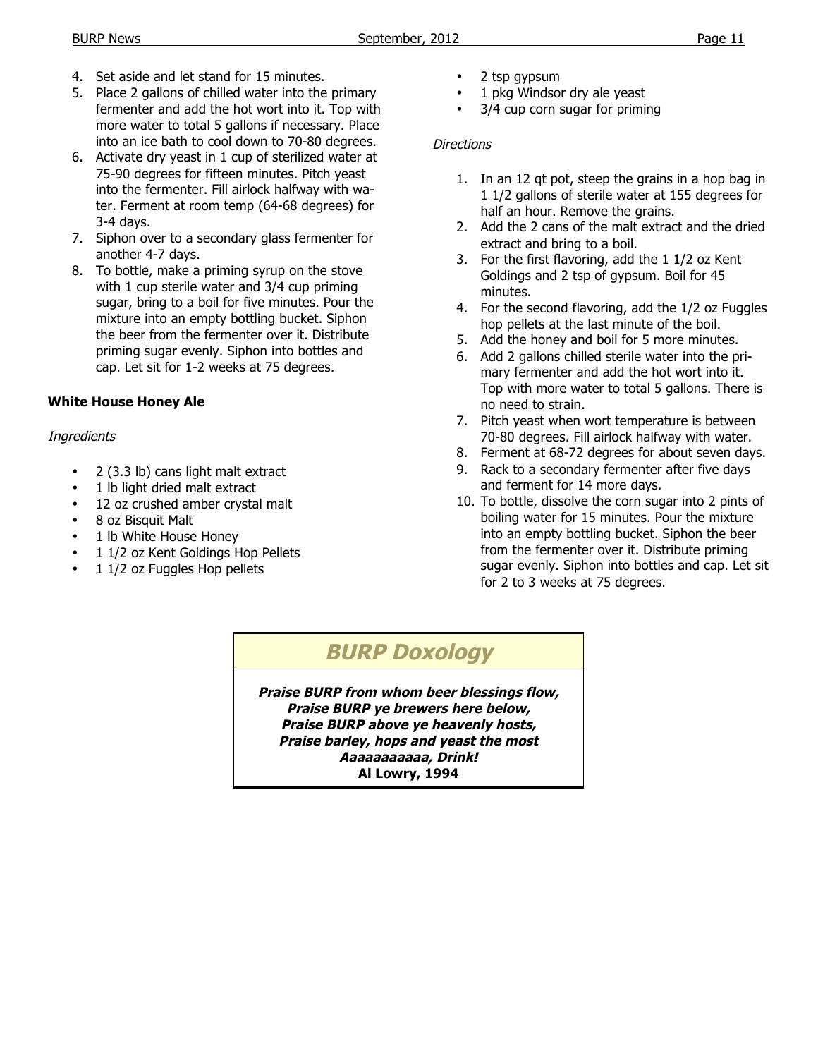4. Set aside and let stand for 15 minutes.
5. Place 2 gallons of chilled water into the primary fermenter and add the hot wort into it. Top with more water to total 5 gallons if necessary. Place into an ice bath to cool down to 70-80 degrees.
6. Activate dry yeast in 1 cup of sterilized water at 75-90 degrees for fifteen minutes. Pitch yeast into the fermenter. Fill airlock halfway with water. Ferment at room temp (64-68 degrees) for 3-4 days.
7. Siphon over to a secondary glass fermenter for another 4-7 days.
8. To bottle, make a priming syrup on the stove with 1 cup sterile water and 3/4 cup priming sugar, bring to a boil for five minutes. Pour the mixture into an empty bottling bucket. Siphon the beer from the fermenter over it. Distribute priming sugar evenly. Siphon into bottles and cap. Let sit for 1-2 weeks at 75 degrees.

**White House Honey Ale**

*Ingredients*

- 2 (3.3 lb) cans light malt extract
- 1 lb light dried malt extract
- 12 oz crushed amber crystal malt
- 8 oz Bisquit Malt
- 1 lb White House Honey
- 1 1/2 oz Kent Goldings Hop Pellets
- 1 1/2 oz Fuggles Hop pellets
- 2 tsp gypsum
- 1 pkg Windsor dry ale yeast
- 3/4 cup corn sugar for priming

*Directions*

1. In an 12 qt pot, steep the grains in a hop bag in 1 1/2 gallons of sterile water at 155 degrees for half an hour. Remove the grains.
2. Add the 2 cans of the malt extract and the dried extract and bring to a boil.
3. For the first flavoring, add the 1 1/2 oz Kent Goldings and 2 tsp of gypsum. Boil for 45 minutes.
4. For the second flavoring, add the 1/2 oz Fuggles hop pellets at the last minute of the boil.
5. Add the honey and boil for 5 more minutes.
6. Add 2 gallons chilled sterile water into the primary fermenter and add the hot wort into it. Top with more water to total 5 gallons. There is no need to strain.
7. Pitch yeast when wort temperature is between 70-80 degrees. Fill airlock halfway with water.
8. Ferment at 68-72 degrees for about seven days.
9. Rack to a secondary fermenter after five days and ferment for 14 more days.
10. To bottle, dissolve the corn sugar into 2 pints of boiling water for 15 minutes. Pour the mixture into an empty bottling bucket. Siphon the beer from the fermenter over it. Distribute priming sugar evenly. Siphon into bottles and cap. Let sit for 2 to 3 weeks at 75 degrees.

## *BURP Doxology*

***Praise BURP from whom beer blessings flow,***
***Praise BURP ye brewers here below,***
***Praise BURP above ye heavenly hosts,***
***Praise barley, hops and yeast the most***
***Aaaaaaaaaa, Drink!***
**Al Lowry, 1994**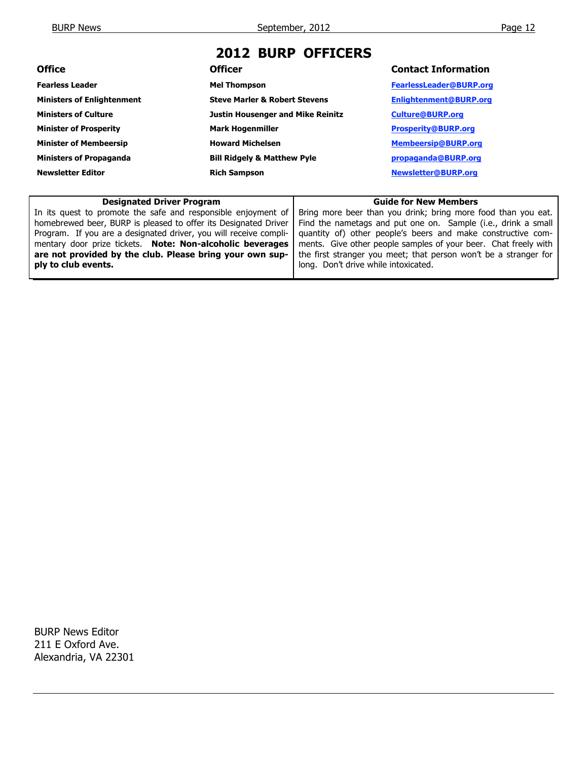# 2012 BURP OFFICERS

| Office | Officer | Contact Information |
|---|---|---|
| **Fearless Leader** | **Mel Thompson** | **FearlessLeader@BURP.org** |
| **Ministers of Enlightenment** | **Steve Marler & Robert Stevens** | **Enlightenment@BURP.org** |
| **Ministers of Culture** | **Justin Housenger and Mike Reinitz** | **Culture@BURP.org** |
| **Minister of Prosperity** | **Mark Hogenmiller** | **Prosperity@BURP.org** |
| **Minister of Membeersip** | **Howard Michelsen** | **Membeersip@BURP.org** |
| **Ministers of Propaganda** | **Bill Ridgely & Matthew Pyle** | **propaganda@BURP.org** |
| **Newsletter Editor** | **Rich Sampson** | **Newsletter@BURP.org** |

| Designated Driver Program | Guide for New Members |
|---|---|
| In its quest to promote the safe and responsible enjoyment of homebrewed beer, BURP is pleased to offer its Designated Driver Program. If you are a designated driver, you will receive complimentary door prize tickets. **Note: Non-alcoholic beverages are not provided by the club. Please bring your own supply to club events.** | Bring more beer than you drink; bring more food than you eat. Find the nametags and put one on. Sample (i.e., drink a small quantity of) other people's beers and make constructive comments. Give other people samples of your beer. Chat freely with the first stranger you meet; that person won't be a stranger for long. Don't drive while intoxicated. |

BURP News Editor
211 E Oxford Ave.
Alexandria, VA 22301